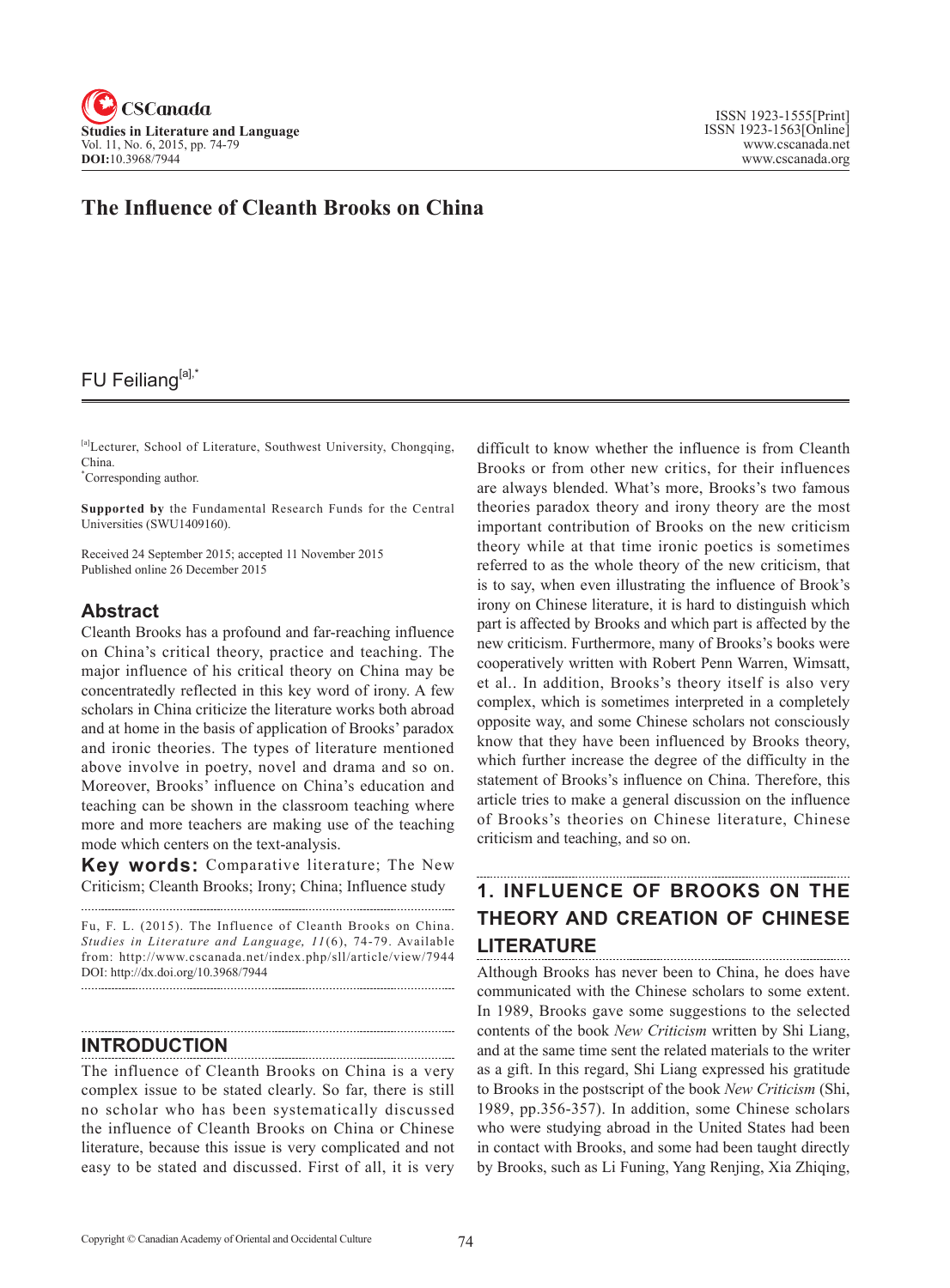# The Influence of Cleanth Brooks on China

FU Feiliang[a],*

[a]Lecturer, School of Literature, Southwest University, Chongqing, China.
*Corresponding author.

**Supported by** the Fundamental Research Funds for the Central Universities (SWU1409160).

Received 24 September 2015; accepted 11 November 2015
Published online 26 December 2015

## Abstract

Cleanth Brooks has a profound and far-reaching influence on China's critical theory, practice and teaching. The major influence of his critical theory on China may be concentratedly reflected in this key word of irony. A few scholars in China criticize the literature works both abroad and at home in the basis of application of Brooks' paradox and ironic theories. The types of literature mentioned above involve in poetry, novel and drama and so on. Moreover, Brooks' influence on China's education and teaching can be shown in the classroom teaching where more and more teachers are making use of the teaching mode which centers on the text-analysis.

**Key words:** Comparative literature; The New Criticism; Cleanth Brooks; Irony; China; Influence study

Fu, F. L. (2015). The Influence of Cleanth Brooks on China. *Studies in Literature and Language, 11*(6), 74-79. Available from: http://www.cscanada.net/index.php/sll/article/view/7944 DOI: http://dx.doi.org/10.3968/7944

## INTRODUCTION

The influence of Cleanth Brooks on China is a very complex issue to be stated clearly. So far, there is still no scholar who has been systematically discussed the influence of Cleanth Brooks on China or Chinese literature, because this issue is very complicated and not easy to be stated and discussed. First of all, it is very difficult to know whether the influence is from Cleanth Brooks or from other new critics, for their influences are always blended. What's more, Brooks's two famous theories paradox theory and irony theory are the most important contribution of Brooks on the new criticism theory while at that time ironic poetics is sometimes referred to as the whole theory of the new criticism, that is to say, when even illustrating the influence of Brook's irony on Chinese literature, it is hard to distinguish which part is affected by Brooks and which part is affected by the new criticism. Furthermore, many of Brooks's books were cooperatively written with Robert Penn Warren, Wimsatt, et al.. In addition, Brooks's theory itself is also very complex, which is sometimes interpreted in a completely opposite way, and some Chinese scholars not consciously know that they have been influenced by Brooks theory, which further increase the degree of the difficulty in the statement of Brooks's influence on China. Therefore, this article tries to make a general discussion on the influence of Brooks's theories on Chinese literature, Chinese criticism and teaching, and so on.

## 1. INFLUENCE OF BROOKS ON THE THEORY AND CREATION OF CHINESE LITERATURE

Although Brooks has never been to China, he does have communicated with the Chinese scholars to some extent. In 1989, Brooks gave some suggestions to the selected contents of the book *New Criticism* written by Shi Liang, and at the same time sent the related materials to the writer as a gift. In this regard, Shi Liang expressed his gratitude to Brooks in the postscript of the book *New Criticism* (Shi, 1989, pp.356-357). In addition, some Chinese scholars who were studying abroad in the United States had been in contact with Brooks, and some had been taught directly by Brooks, such as Li Funing, Yang Renjing, Xia Zhiqing,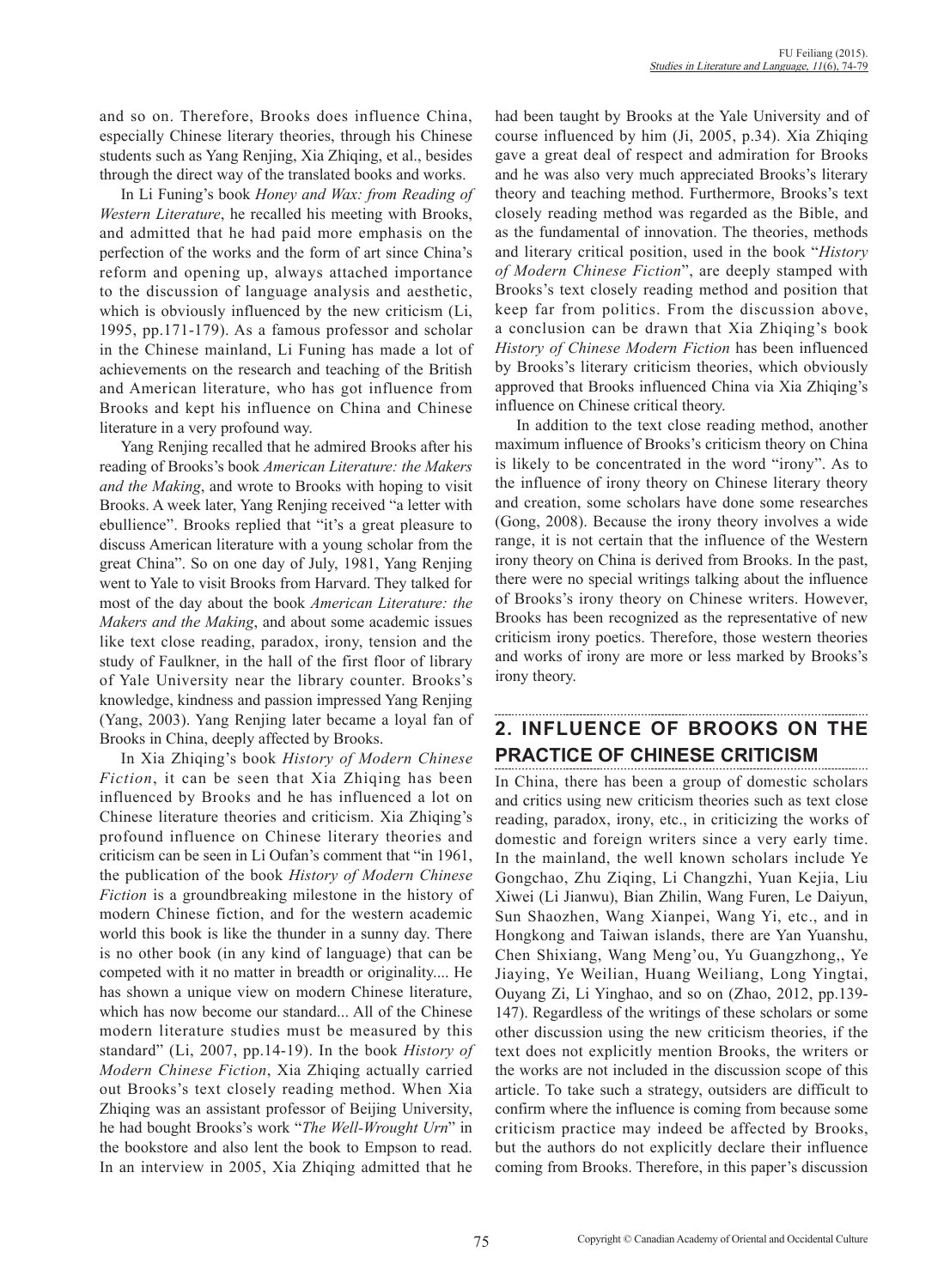and so on. Therefore, Brooks does influence China, especially Chinese literary theories, through his Chinese students such as Yang Renjing, Xia Zhiqing, et al., besides through the direct way of the translated books and works.

In Li Funing's book *Honey and Wax: from Reading of Western Literature*, he recalled his meeting with Brooks, and admitted that he had paid more emphasis on the perfection of the works and the form of art since China's reform and opening up, always attached importance to the discussion of language analysis and aesthetic, which is obviously influenced by the new criticism (Li, 1995, pp.171-179). As a famous professor and scholar in the Chinese mainland, Li Funing has made a lot of achievements on the research and teaching of the British and American literature, who has got influence from Brooks and kept his influence on China and Chinese literature in a very profound way.

Yang Renjing recalled that he admired Brooks after his reading of Brooks's book *American Literature: the Makers and the Making*, and wrote to Brooks with hoping to visit Brooks. A week later, Yang Renjing received "a letter with ebullience". Brooks replied that "it's a great pleasure to discuss American literature with a young scholar from the great China". So on one day of July, 1981, Yang Renjing went to Yale to visit Brooks from Harvard. They talked for most of the day about the book *American Literature: the Makers and the Making*, and about some academic issues like text close reading, paradox, irony, tension and the study of Faulkner, in the hall of the first floor of library of Yale University near the library counter. Brooks's knowledge, kindness and passion impressed Yang Renjing (Yang, 2003). Yang Renjing later became a loyal fan of Brooks in China, deeply affected by Brooks.

In Xia Zhiqing's book *History of Modern Chinese Fiction*, it can be seen that Xia Zhiqing has been influenced by Brooks and he has influenced a lot on Chinese literature theories and criticism. Xia Zhiqing's profound influence on Chinese literary theories and criticism can be seen in Li Oufan's comment that "in 1961, the publication of the book *History of Modern Chinese Fiction* is a groundbreaking milestone in the history of modern Chinese fiction, and for the western academic world this book is like the thunder in a sunny day. There is no other book (in any kind of language) that can be competed with it no matter in breadth or originality.... He has shown a unique view on modern Chinese literature, which has now become our standard... All of the Chinese modern literature studies must be measured by this standard" (Li, 2007, pp.14-19). In the book *History of Modern Chinese Fiction*, Xia Zhiqing actually carried out Brooks's text closely reading method. When Xia Zhiqing was an assistant professor of Beijing University, he had bought Brooks's work "*The Well-Wrought Urn*" in the bookstore and also lent the book to Empson to read. In an interview in 2005, Xia Zhiqing admitted that he had been taught by Brooks at the Yale University and of course influenced by him (Ji, 2005, p.34). Xia Zhiqing gave a great deal of respect and admiration for Brooks and he was also very much appreciated Brooks's literary theory and teaching method. Furthermore, Brooks's text closely reading method was regarded as the Bible, and as the fundamental of innovation. The theories, methods and literary critical position, used in the book "*History of Modern Chinese Fiction*", are deeply stamped with Brooks's text closely reading method and position that keep far from politics. From the discussion above, a conclusion can be drawn that Xia Zhiqing's book *History of Chinese Modern Fiction* has been influenced by Brooks's literary criticism theories, which obviously approved that Brooks influenced China via Xia Zhiqing's influence on Chinese critical theory.

In addition to the text close reading method, another maximum influence of Brooks's criticism theory on China is likely to be concentrated in the word "irony". As to the influence of irony theory on Chinese literary theory and creation, some scholars have done some researches (Gong, 2008). Because the irony theory involves a wide range, it is not certain that the influence of the Western irony theory on China is derived from Brooks. In the past, there were no special writings talking about the influence of Brooks's irony theory on Chinese writers. However, Brooks has been recognized as the representative of new criticism irony poetics. Therefore, those western theories and works of irony are more or less marked by Brooks's irony theory.

## 2. INFLUENCE OF BROOKS ON THE PRACTICE OF CHINESE CRITICISM

In China, there has been a group of domestic scholars and critics using new criticism theories such as text close reading, paradox, irony, etc., in criticizing the works of domestic and foreign writers since a very early time. In the mainland, the well known scholars include Ye Gongchao, Zhu Ziqing, Li Changzhi, Yuan Kejia, Liu Xiwei (Li Jianwu), Bian Zhilin, Wang Furen, Le Daiyun, Sun Shaozhen, Wang Xianpei, Wang Yi, etc., and in Hongkong and Taiwan islands, there are Yan Yuanshu, Chen Shixiang, Wang Meng'ou, Yu Guangzhong,, Ye Jiaying, Ye Weilian, Huang Weiliang, Long Yingtai, Ouyang Zi, Li Yinghao, and so on (Zhao, 2012, pp.139-147). Regardless of the writings of these scholars or some other discussion using the new criticism theories, if the text does not explicitly mention Brooks, the writers or the works are not included in the discussion scope of this article. To take such a strategy, outsiders are difficult to confirm where the influence is coming from because some criticism practice may indeed be affected by Brooks, but the authors do not explicitly declare their influence coming from Brooks. Therefore, in this paper's discussion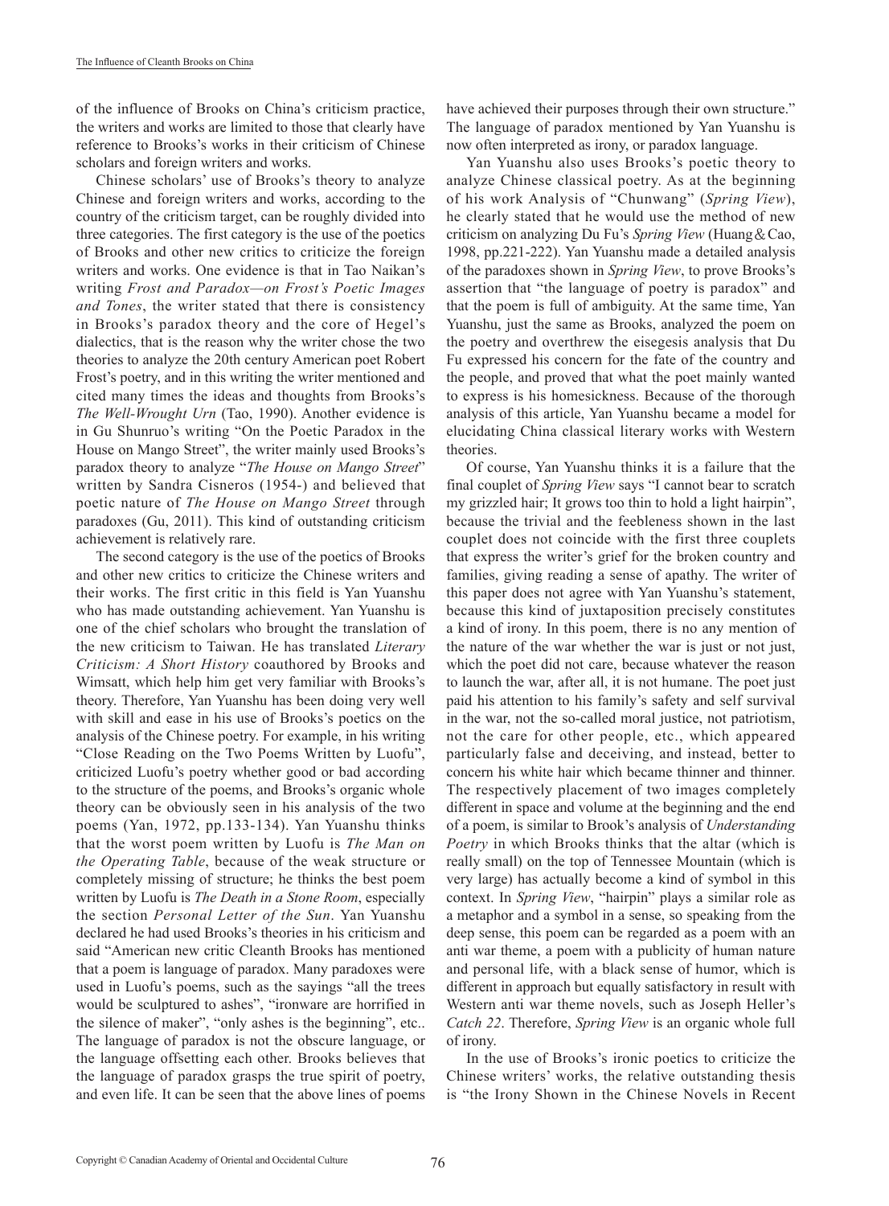of the influence of Brooks on China's criticism practice, the writers and works are limited to those that clearly have reference to Brooks's works in their criticism of Chinese scholars and foreign writers and works.

Chinese scholars' use of Brooks's theory to analyze Chinese and foreign writers and works, according to the country of the criticism target, can be roughly divided into three categories. The first category is the use of the poetics of Brooks and other new critics to criticize the foreign writers and works. One evidence is that in Tao Naikan's writing *Frost and Paradox—on Frost's Poetic Images and Tones*, the writer stated that there is consistency in Brooks's paradox theory and the core of Hegel's dialectics, that is the reason why the writer chose the two theories to analyze the 20th century American poet Robert Frost's poetry, and in this writing the writer mentioned and cited many times the ideas and thoughts from Brooks's *The Well-Wrought Urn* (Tao, 1990). Another evidence is in Gu Shunruo's writing "On the Poetic Paradox in the House on Mango Street", the writer mainly used Brooks's paradox theory to analyze "*The House on Mango Street*" written by Sandra Cisneros (1954-) and believed that poetic nature of *The House on Mango Street* through paradoxes (Gu, 2011). This kind of outstanding criticism achievement is relatively rare.

The second category is the use of the poetics of Brooks and other new critics to criticize the Chinese writers and their works. The first critic in this field is Yan Yuanshu who has made outstanding achievement. Yan Yuanshu is one of the chief scholars who brought the translation of the new criticism to Taiwan. He has translated *Literary Criticism: A Short History* coauthored by Brooks and Wimsatt, which help him get very familiar with Brooks's theory. Therefore, Yan Yuanshu has been doing very well with skill and ease in his use of Brooks's poetics on the analysis of the Chinese poetry. For example, in his writing "Close Reading on the Two Poems Written by Luofu", criticized Luofu's poetry whether good or bad according to the structure of the poems, and Brooks's organic whole theory can be obviously seen in his analysis of the two poems (Yan, 1972, pp.133-134). Yan Yuanshu thinks that the worst poem written by Luofu is *The Man on the Operating Table*, because of the weak structure or completely missing of structure; he thinks the best poem written by Luofu is *The Death in a Stone Room*, especially the section *Personal Letter of the Sun*. Yan Yuanshu declared he had used Brooks's theories in his criticism and said "American new critic Cleanth Brooks has mentioned that a poem is language of paradox. Many paradoxes were used in Luofu's poems, such as the sayings "all the trees would be sculptured to ashes", "ironware are horrified in the silence of maker", "only ashes is the beginning", etc.. The language of paradox is not the obscure language, or the language offsetting each other. Brooks believes that the language of paradox grasps the true spirit of poetry, and even life. It can be seen that the above lines of poems have achieved their purposes through their own structure." The language of paradox mentioned by Yan Yuanshu is now often interpreted as irony, or paradox language.

Yan Yuanshu also uses Brooks's poetic theory to analyze Chinese classical poetry. As at the beginning of his work Analysis of "Chunwang" (*Spring View*), he clearly stated that he would use the method of new criticism on analyzing Du Fu's *Spring View* (Huang＆Cao, 1998, pp.221-222). Yan Yuanshu made a detailed analysis of the paradoxes shown in *Spring View*, to prove Brooks's assertion that "the language of poetry is paradox" and that the poem is full of ambiguity. At the same time, Yan Yuanshu, just the same as Brooks, analyzed the poem on the poetry and overthrew the eisegesis analysis that Du Fu expressed his concern for the fate of the country and the people, and proved that what the poet mainly wanted to express is his homesickness. Because of the thorough analysis of this article, Yan Yuanshu became a model for elucidating China classical literary works with Western theories.

Of course, Yan Yuanshu thinks it is a failure that the final couplet of *Spring View* says "I cannot bear to scratch my grizzled hair; It grows too thin to hold a light hairpin", because the trivial and the feebleness shown in the last couplet does not coincide with the first three couplets that express the writer's grief for the broken country and families, giving reading a sense of apathy. The writer of this paper does not agree with Yan Yuanshu's statement, because this kind of juxtaposition precisely constitutes a kind of irony. In this poem, there is no any mention of the nature of the war whether the war is just or not just, which the poet did not care, because whatever the reason to launch the war, after all, it is not humane. The poet just paid his attention to his family's safety and self survival in the war, not the so-called moral justice, not patriotism, not the care for other people, etc., which appeared particularly false and deceiving, and instead, better to concern his white hair which became thinner and thinner. The respectively placement of two images completely different in space and volume at the beginning and the end of a poem, is similar to Brook's analysis of *Understanding Poetry* in which Brooks thinks that the altar (which is really small) on the top of Tennessee Mountain (which is very large) has actually become a kind of symbol in this context. In *Spring View*, "hairpin" plays a similar role as a metaphor and a symbol in a sense, so speaking from the deep sense, this poem can be regarded as a poem with an anti war theme, a poem with a publicity of human nature and personal life, with a black sense of humor, which is different in approach but equally satisfactory in result with Western anti war theme novels, such as Joseph Heller's *Catch 22*. Therefore, *Spring View* is an organic whole full of irony.

In the use of Brooks's ironic poetics to criticize the Chinese writers' works, the relative outstanding thesis is "the Irony Shown in the Chinese Novels in Recent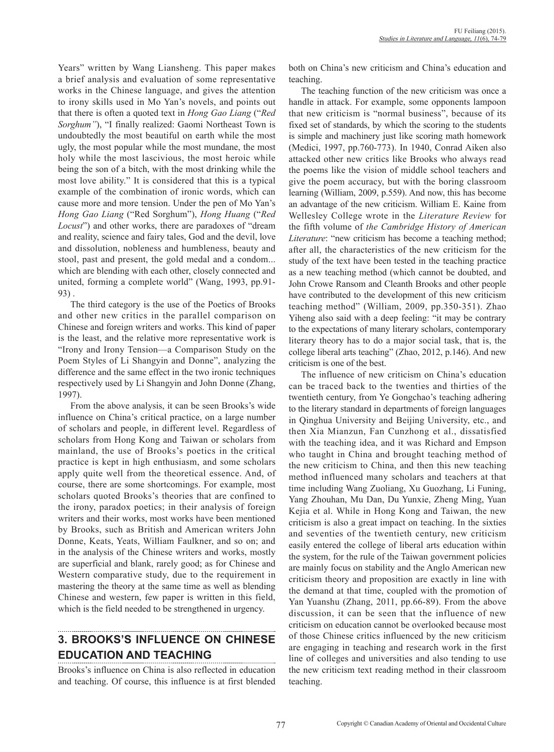Years" written by Wang Liansheng. This paper makes a brief analysis and evaluation of some representative works in the Chinese language, and gives the attention to irony skills used in Mo Yan's novels, and points out that there is often a quoted text in *Hong Gao Liang* ("*Red Sorghum"*), "I finally realized: Gaomi Northeast Town is undoubtedly the most beautiful on earth while the most ugly, the most popular while the most mundane, the most holy while the most lascivious, the most heroic while being the son of a bitch, with the most drinking while the most love ability." It is considered that this is a typical example of the combination of ironic words, which can cause more and more tension. Under the pen of Mo Yan's *Hong Gao Liang* ("Red Sorghum"), *Hong Huang* ("*Red Locust*") and other works, there are paradoxes of "dream and reality, science and fairy tales, God and the devil, love and dissolution, nobleness and humbleness, beauty and stool, past and present, the gold medal and a condom... which are blending with each other, closely connected and united, forming a complete world" (Wang, 1993, pp.91-93) .

The third category is the use of the Poetics of Brooks and other new critics in the parallel comparison on Chinese and foreign writers and works. This kind of paper is the least, and the relative more representative work is "Irony and Irony Tension—a Comparison Study on the Poem Styles of Li Shangyin and Donne", analyzing the difference and the same effect in the two ironic techniques respectively used by Li Shangyin and John Donne (Zhang, 1997).

From the above analysis, it can be seen Brooks's wide influence on China's critical practice, on a large number of scholars and people, in different level. Regardless of scholars from Hong Kong and Taiwan or scholars from mainland, the use of Brooks's poetics in the critical practice is kept in high enthusiasm, and some scholars apply quite well from the theoretical essence. And, of course, there are some shortcomings. For example, most scholars quoted Brooks's theories that are confined to the irony, paradox poetics; in their analysis of foreign writers and their works, most works have been mentioned by Brooks, such as British and American writers John Donne, Keats, Yeats, William Faulkner, and so on; and in the analysis of the Chinese writers and works, mostly are superficial and blank, rarely good; as for Chinese and Western comparative study, due to the requirement in mastering the theory at the same time as well as blending Chinese and western, few paper is written in this field, which is the field needed to be strengthened in urgency.

## 3. BROOKS'S INFLUENCE ON CHINESE EDUCATION AND TEACHING

Brooks's influence on China is also reflected in education and teaching. Of course, this influence is at first blended both on China's new criticism and China's education and teaching.

The teaching function of the new criticism was once a handle in attack. For example, some opponents lampoon that new criticism is "normal business", because of its fixed set of standards, by which the scoring to the students is simple and machinery just like scoring math homework (Medici, 1997, pp.760-773). In 1940, Conrad Aiken also attacked other new critics like Brooks who always read the poems like the vision of middle school teachers and give the poem accuracy, but with the boring classroom learning (William, 2009, p.559). And now, this has become an advantage of the new criticism. William E. Kaine from Wellesley College wrote in the *Literature Review* for the fifth volume of *the Cambridge History of American Literature*: "new criticism has become a teaching method; after all, the characteristics of the new criticism for the study of the text have been tested in the teaching practice as a new teaching method (which cannot be doubted, and John Crowe Ransom and Cleanth Brooks and other people have contributed to the development of this new criticism teaching method" (William, 2009, pp.350-351). Zhao Yiheng also said with a deep feeling: "it may be contrary to the expectations of many literary scholars, contemporary literary theory has to do a major social task, that is, the college liberal arts teaching" (Zhao, 2012, p.146). And new criticism is one of the best.

The influence of new criticism on China's education can be traced back to the twenties and thirties of the twentieth century, from Ye Gongchao's teaching adhering to the literary standard in departments of foreign languages in Qinghua University and Beijing University, etc., and then Xia Mianzun, Fan Cunzhong et al., dissatisfied with the teaching idea, and it was Richard and Empson who taught in China and brought teaching method of the new criticism to China, and then this new teaching method influenced many scholars and teachers at that time including Wang Zuoliang, Xu Guozhang, Li Funing, Yang Zhouhan, Mu Dan, Du Yunxie, Zheng Ming, Yuan Kejia et al. While in Hong Kong and Taiwan, the new criticism is also a great impact on teaching. In the sixties and seventies of the twentieth century, new criticism easily entered the college of liberal arts education within the system, for the rule of the Taiwan government policies are mainly focus on stability and the Anglo American new criticism theory and proposition are exactly in line with the demand at that time, coupled with the promotion of Yan Yuanshu (Zhang, 2011, pp.66-89). From the above discussion, it can be seen that the influence of new criticism on education cannot be overlooked because most of those Chinese critics influenced by the new criticism are engaging in teaching and research work in the first line of colleges and universities and also tending to use the new criticism text reading method in their classroom teaching.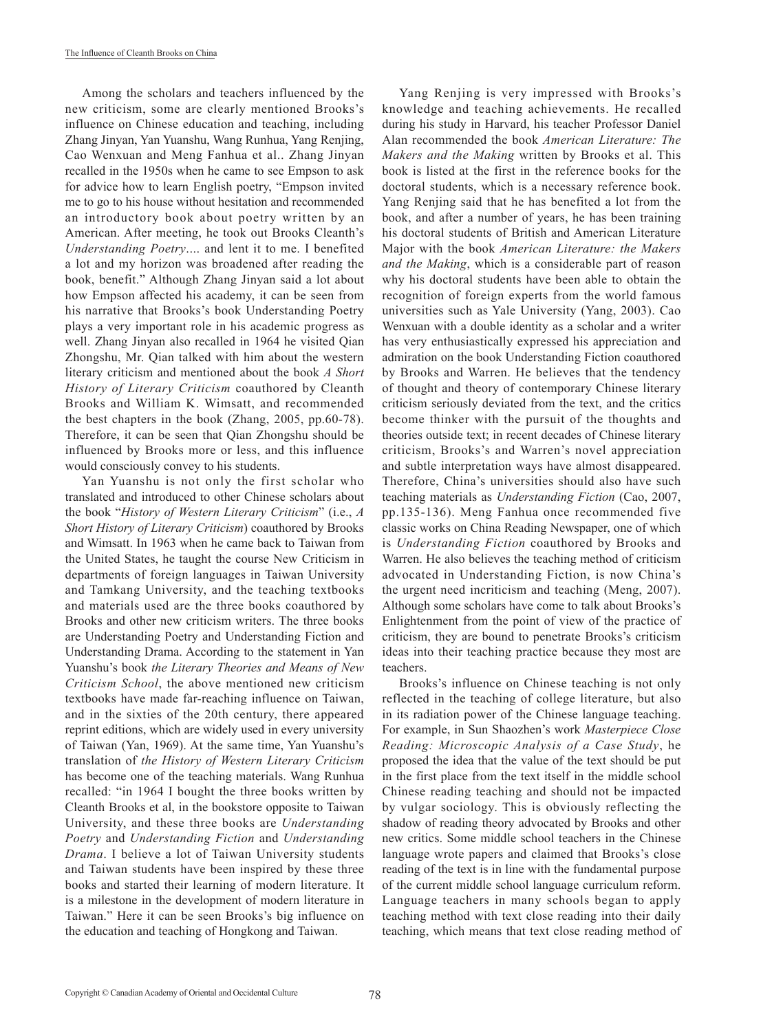Among the scholars and teachers influenced by the new criticism, some are clearly mentioned Brooks's influence on Chinese education and teaching, including Zhang Jinyan, Yan Yuanshu, Wang Runhua, Yang Renjing, Cao Wenxuan and Meng Fanhua et al.. Zhang Jinyan recalled in the 1950s when he came to see Empson to ask for advice how to learn English poetry, "Empson invited me to go to his house without hesitation and recommended an introductory book about poetry written by an American. After meeting, he took out Brooks Cleanth's *Understanding Poetry*.... and lent it to me. I benefited a lot and my horizon was broadened after reading the book, benefit." Although Zhang Jinyan said a lot about how Empson affected his academy, it can be seen from his narrative that Brooks's book Understanding Poetry plays a very important role in his academic progress as well. Zhang Jinyan also recalled in 1964 he visited Qian Zhongshu, Mr. Qian talked with him about the western literary criticism and mentioned about the book *A Short History of Literary Criticism* coauthored by Cleanth Brooks and William K. Wimsatt, and recommended the best chapters in the book (Zhang, 2005, pp.60-78). Therefore, it can be seen that Qian Zhongshu should be influenced by Brooks more or less, and this influence would consciously convey to his students.

Yan Yuanshu is not only the first scholar who translated and introduced to other Chinese scholars about the book "*History of Western Literary Criticism*" (i.e., *A Short History of Literary Criticism*) coauthored by Brooks and Wimsatt. In 1963 when he came back to Taiwan from the United States, he taught the course New Criticism in departments of foreign languages in Taiwan University and Tamkang University, and the teaching textbooks and materials used are the three books coauthored by Brooks and other new criticism writers. The three books are Understanding Poetry and Understanding Fiction and Understanding Drama. According to the statement in Yan Yuanshu's book *the Literary Theories and Means of New Criticism School*, the above mentioned new criticism textbooks have made far-reaching influence on Taiwan, and in the sixties of the 20th century, there appeared reprint editions, which are widely used in every university of Taiwan (Yan, 1969). At the same time, Yan Yuanshu's translation of *the History of Western Literary Criticism* has become one of the teaching materials. Wang Runhua recalled: "in 1964 I bought the three books written by Cleanth Brooks et al, in the bookstore opposite to Taiwan University, and these three books are *Understanding Poetry* and *Understanding Fiction* and *Understanding Drama*. I believe a lot of Taiwan University students and Taiwan students have been inspired by these three books and started their learning of modern literature. It is a milestone in the development of modern literature in Taiwan." Here it can be seen Brooks's big influence on the education and teaching of Hongkong and Taiwan.

Yang Renjing is very impressed with Brooks's knowledge and teaching achievements. He recalled during his study in Harvard, his teacher Professor Daniel Alan recommended the book *American Literature: The Makers and the Making* written by Brooks et al. This book is listed at the first in the reference books for the doctoral students, which is a necessary reference book. Yang Renjing said that he has benefited a lot from the book, and after a number of years, he has been training his doctoral students of British and American Literature Major with the book *American Literature: the Makers and the Making*, which is a considerable part of reason why his doctoral students have been able to obtain the recognition of foreign experts from the world famous universities such as Yale University (Yang, 2003). Cao Wenxuan with a double identity as a scholar and a writer has very enthusiastically expressed his appreciation and admiration on the book Understanding Fiction coauthored by Brooks and Warren. He believes that the tendency of thought and theory of contemporary Chinese literary criticism seriously deviated from the text, and the critics become thinker with the pursuit of the thoughts and theories outside text; in recent decades of Chinese literary criticism, Brooks's and Warren's novel appreciation and subtle interpretation ways have almost disappeared. Therefore, China's universities should also have such teaching materials as *Understanding Fiction* (Cao, 2007, pp.135-136). Meng Fanhua once recommended five classic works on China Reading Newspaper, one of which is *Understanding Fiction* coauthored by Brooks and Warren. He also believes the teaching method of criticism advocated in Understanding Fiction, is now China's the urgent need incriticism and teaching (Meng, 2007). Although some scholars have come to talk about Brooks's Enlightenment from the point of view of the practice of criticism, they are bound to penetrate Brooks's criticism ideas into their teaching practice because they most are teachers.

Brooks's influence on Chinese teaching is not only reflected in the teaching of college literature, but also in its radiation power of the Chinese language teaching. For example, in Sun Shaozhen's work *Masterpiece Close Reading: Microscopic Analysis of a Case Study*, he proposed the idea that the value of the text should be put in the first place from the text itself in the middle school Chinese reading teaching and should not be impacted by vulgar sociology. This is obviously reflecting the shadow of reading theory advocated by Brooks and other new critics. Some middle school teachers in the Chinese language wrote papers and claimed that Brooks's close reading of the text is in line with the fundamental purpose of the current middle school language curriculum reform. Language teachers in many schools began to apply teaching method with text close reading into their daily teaching, which means that text close reading method of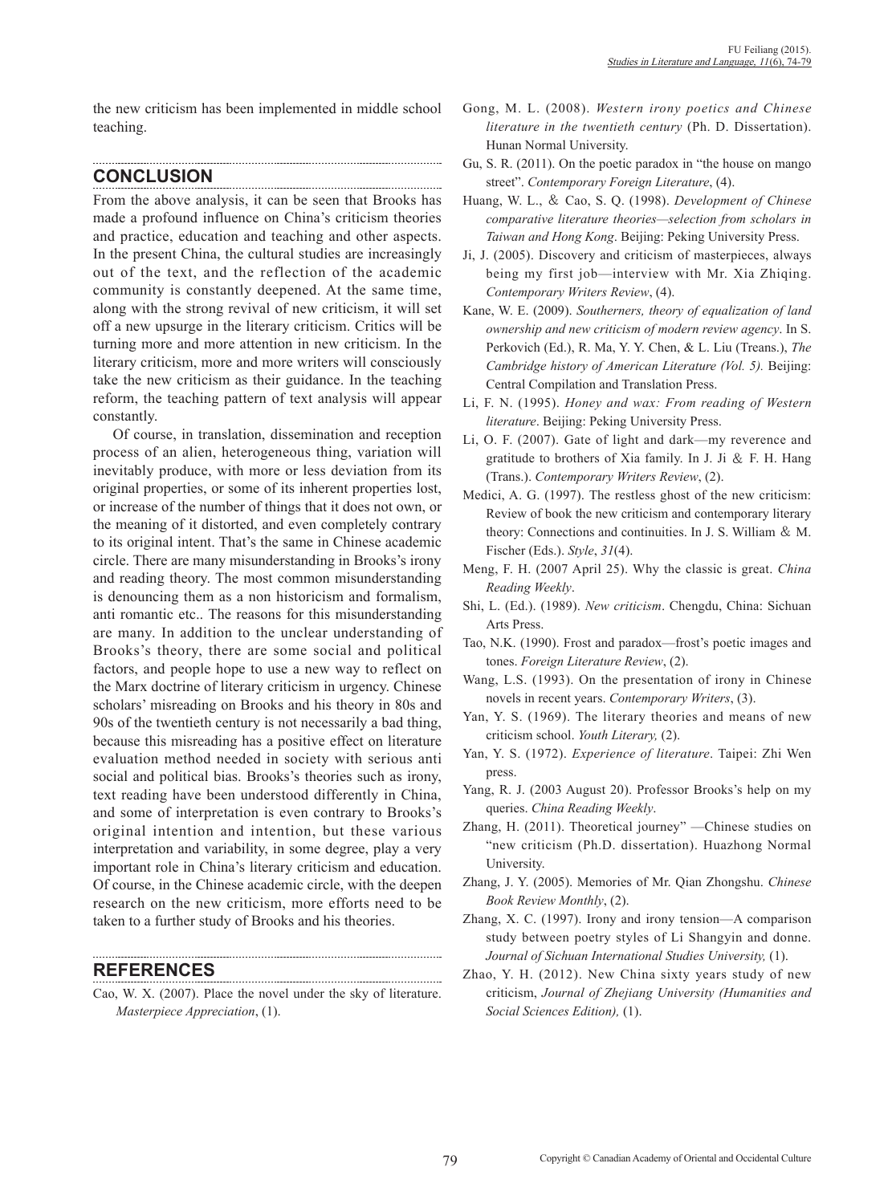the new criticism has been implemented in middle school teaching.

## CONCLUSION

From the above analysis, it can be seen that Brooks has made a profound influence on China's criticism theories and practice, education and teaching and other aspects. In the present China, the cultural studies are increasingly out of the text, and the reflection of the academic community is constantly deepened. At the same time, along with the strong revival of new criticism, it will set off a new upsurge in the literary criticism. Critics will be turning more and more attention in new criticism. In the literary criticism, more and more writers will consciously take the new criticism as their guidance. In the teaching reform, the teaching pattern of text analysis will appear constantly.

Of course, in translation, dissemination and reception process of an alien, heterogeneous thing, variation will inevitably produce, with more or less deviation from its original properties, or some of its inherent properties lost, or increase of the number of things that it does not own, or the meaning of it distorted, and even completely contrary to its original intent. That's the same in Chinese academic circle. There are many misunderstanding in Brooks's irony and reading theory. The most common misunderstanding is denouncing them as a non historicism and formalism, anti romantic etc.. The reasons for this misunderstanding are many. In addition to the unclear understanding of Brooks's theory, there are some social and political factors, and people hope to use a new way to reflect on the Marx doctrine of literary criticism in urgency. Chinese scholars' misreading on Brooks and his theory in 80s and 90s of the twentieth century is not necessarily a bad thing, because this misreading has a positive effect on literature evaluation method needed in society with serious anti social and political bias. Brooks's theories such as irony, text reading have been understood differently in China, and some of interpretation is even contrary to Brooks's original intention and intention, but these various interpretation and variability, in some degree, play a very important role in China's literary criticism and education. Of course, in the Chinese academic circle, with the deepen research on the new criticism, more efforts need to be taken to a further study of Brooks and his theories.

## REFERENCES

Cao, W. X. (2007). Place the novel under the sky of literature. *Masterpiece Appreciation*, (1).

Gong, M. L. (2008). *Western irony poetics and Chinese literature in the twentieth century* (Ph. D. Dissertation). Hunan Normal University.

Gu, S. R. (2011). On the poetic paradox in "the house on mango street". *Contemporary Foreign Literature*, (4).

Huang, W. L., & Cao, S. Q. (1998). *Development of Chinese comparative literature theories—selection from scholars in Taiwan and Hong Kong*. Beijing: Peking University Press.

Ji, J. (2005). Discovery and criticism of masterpieces, always being my first job—interview with Mr. Xia Zhiqing. *Contemporary Writers Review*, (4).

Kane, W. E. (2009). *Southerners, theory of equalization of land ownership and new criticism of modern review agency*. In S. Perkovich (Ed.), R. Ma, Y. Y. Chen, & L. Liu (Treans.), *The Cambridge history of American Literature (Vol. 5).* Beijing: Central Compilation and Translation Press.

Li, F. N. (1995). *Honey and wax: From reading of Western literature*. Beijing: Peking University Press.

Li, O. F. (2007). Gate of light and dark—my reverence and gratitude to brothers of Xia family. In J. Ji & F. H. Hang (Trans.). *Contemporary Writers Review*, (2).

Medici, A. G. (1997). The restless ghost of the new criticism: Review of book the new criticism and contemporary literary theory: Connections and continuities. In J. S. William & M. Fischer (Eds.). *Style*, *31*(4).

Meng, F. H. (2007 April 25). Why the classic is great. *China Reading Weekly*.

Shi, L. (Ed.). (1989). *New criticism*. Chengdu, China: Sichuan Arts Press.

Tao, N.K. (1990). Frost and paradox—frost's poetic images and tones. *Foreign Literature Review*, (2).

Wang, L.S. (1993). On the presentation of irony in Chinese novels in recent years. *Contemporary Writers*, (3).

Yan, Y. S. (1969). The literary theories and means of new criticism school. *Youth Literary,* (2).

Yan, Y. S. (1972). *Experience of literature*. Taipei: Zhi Wen press.

Yang, R. J. (2003 August 20). Professor Brooks's help on my queries. *China Reading Weekly*.

Zhang, H. (2011). Theoretical journey" —Chinese studies on "new criticism (Ph.D. dissertation). Huazhong Normal University.

Zhang, J. Y. (2005). Memories of Mr. Qian Zhongshu. *Chinese Book Review Monthly*, (2).

Zhang, X. C. (1997). Irony and irony tension—A comparison study between poetry styles of Li Shangyin and donne. *Journal of Sichuan International Studies University,* (1).

Zhao, Y. H. (2012). New China sixty years study of new criticism, *Journal of Zhejiang University (Humanities and Social Sciences Edition),* (1).